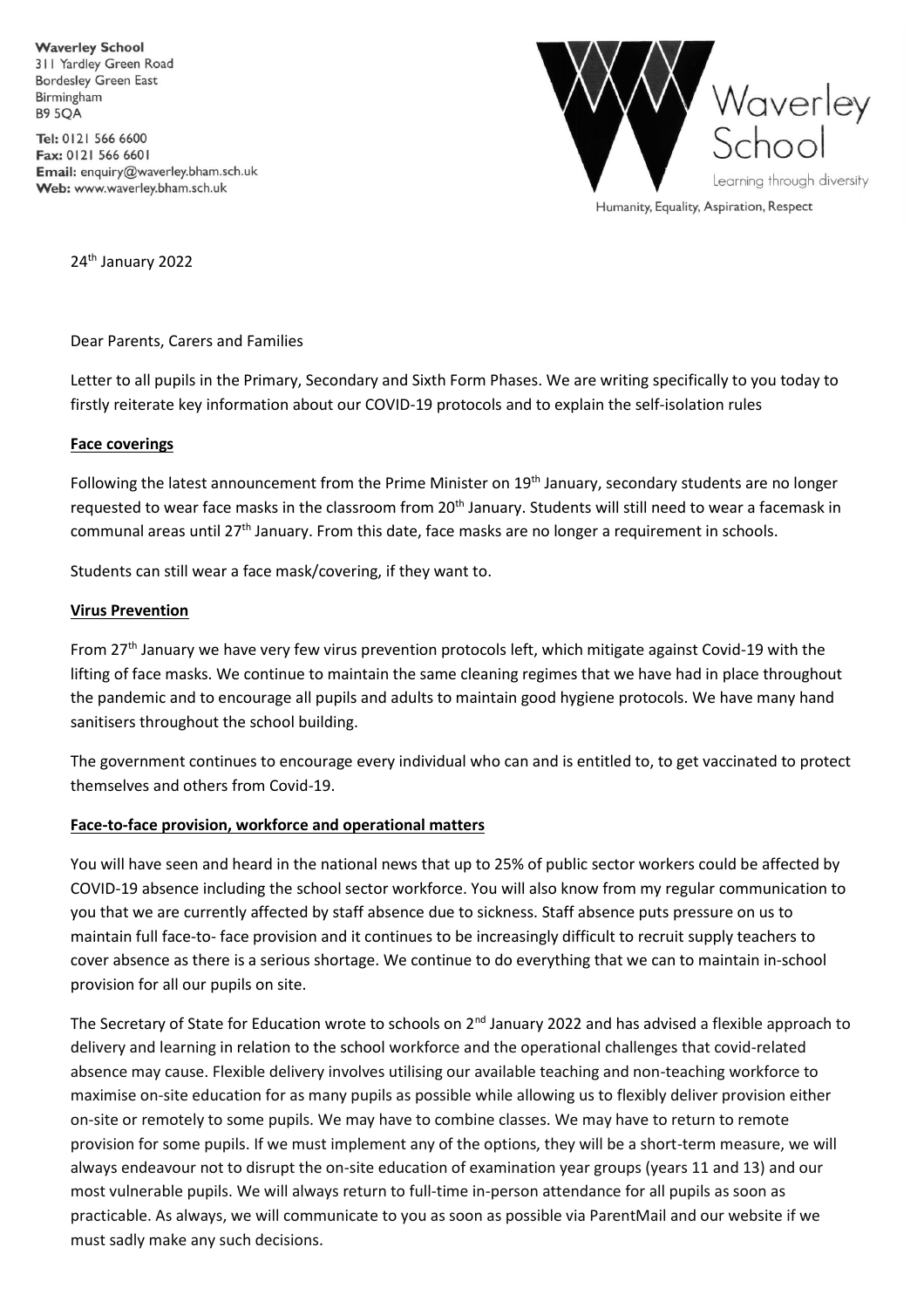**Waverley School**
311 Yardley Green Road
Bordesley Green East
Birmingham
B9 5QA

**Tel:** 0121 566 6600
**Fax:** 0121 566 6601
**Email:** enquiry@waverley.bham.sch.uk
**Web:** www.waverley.bham.sch.uk

Waverley School
Learning through diversity
Humanity, Equality, Aspiration, Respect

24th January 2022

Dear Parents, Carers and Families

Letter to all pupils in the Primary, Secondary and Sixth Form Phases. We are writing specifically to you today to firstly reiterate key information about our COVID-19 protocols and to explain the self-isolation rules

**Face coverings**

Following the latest announcement from the Prime Minister on 19th January, secondary students are no longer requested to wear face masks in the classroom from 20th January. Students will still need to wear a facemask in communal areas until 27th January. From this date, face masks are no longer a requirement in schools.

Students can still wear a face mask/covering, if they want to.

**Virus Prevention**

From 27th January we have very few virus prevention protocols left, which mitigate against Covid-19 with the lifting of face masks. We continue to maintain the same cleaning regimes that we have had in place throughout the pandemic and to encourage all pupils and adults to maintain good hygiene protocols. We have many hand sanitisers throughout the school building.

The government continues to encourage every individual who can and is entitled to, to get vaccinated to protect themselves and others from Covid-19.

**Face-to-face provision, workforce and operational matters**

You will have seen and heard in the national news that up to 25% of public sector workers could be affected by COVID-19 absence including the school sector workforce. You will also know from my regular communication to you that we are currently affected by staff absence due to sickness. Staff absence puts pressure on us to maintain full face-to- face provision and it continues to be increasingly difficult to recruit supply teachers to cover absence as there is a serious shortage. We continue to do everything that we can to maintain in-school provision for all our pupils on site.

The Secretary of State for Education wrote to schools on 2nd January 2022 and has advised a flexible approach to delivery and learning in relation to the school workforce and the operational challenges that covid-related absence may cause. Flexible delivery involves utilising our available teaching and non-teaching workforce to maximise on-site education for as many pupils as possible while allowing us to flexibly deliver provision either on-site or remotely to some pupils. We may have to combine classes. We may have to return to remote provision for some pupils. If we must implement any of the options, they will be a short-term measure, we will always endeavour not to disrupt the on-site education of examination year groups (years 11 and 13) and our most vulnerable pupils. We will always return to full-time in-person attendance for all pupils as soon as practicable. As always, we will communicate to you as soon as possible via ParentMail and our website if we must sadly make any such decisions.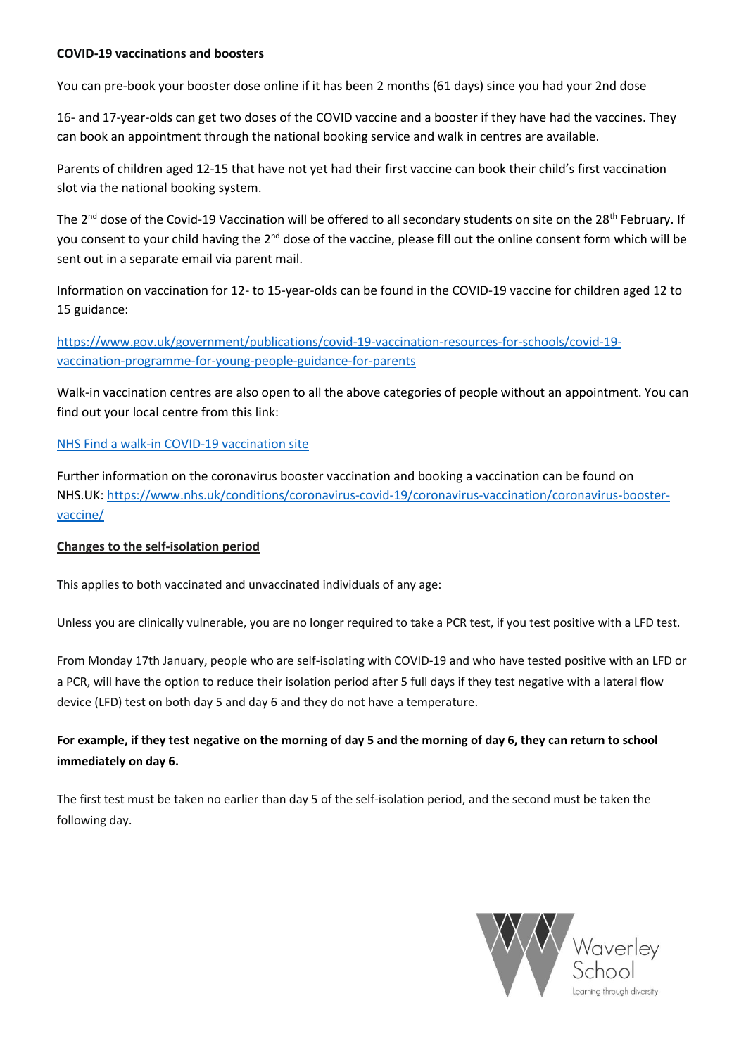**COVID-19 vaccinations and boosters**

You can pre-book your booster dose online if it has been 2 months (61 days) since you had your 2nd dose

16- and 17-year-olds can get two doses of the COVID vaccine and a booster if they have had the vaccines. They can book an appointment through the national booking service and walk in centres are available.

Parents of children aged 12-15 that have not yet had their first vaccine can book their child's first vaccination slot via the national booking system.

The 2nd dose of the Covid-19 Vaccination will be offered to all secondary students on site on the 28th February. If you consent to your child having the 2nd dose of the vaccine, please fill out the online consent form which will be sent out in a separate email via parent mail.

Information on vaccination for 12- to 15-year-olds can be found in the COVID-19 vaccine for children aged 12 to 15 guidance:

https://www.gov.uk/government/publications/covid-19-vaccination-resources-for-schools/covid-19-vaccination-programme-for-young-people-guidance-for-parents

Walk-in vaccination centres are also open to all the above categories of people without an appointment. You can find out your local centre from this link:

NHS Find a walk-in COVID-19 vaccination site

Further information on the coronavirus booster vaccination and booking a vaccination can be found on NHS.UK: https://www.nhs.uk/conditions/coronavirus-covid-19/coronavirus-vaccination/coronavirus-booster-vaccine/

**Changes to the self-isolation period**

This applies to both vaccinated and unvaccinated individuals of any age:

Unless you are clinically vulnerable, you are no longer required to take a PCR test, if you test positive with a LFD test.

From Monday 17th January, people who are self-isolating with COVID-19 and who have tested positive with an LFD or a PCR, will have the option to reduce their isolation period after 5 full days if they test negative with a lateral flow device (LFD) test on both day 5 and day 6 and they do not have a temperature.

**For example, if they test negative on the morning of day 5 and the morning of day 6, they can return to school immediately on day 6.**

The first test must be taken no earlier than day 5 of the self-isolation period, and the second must be taken the following day.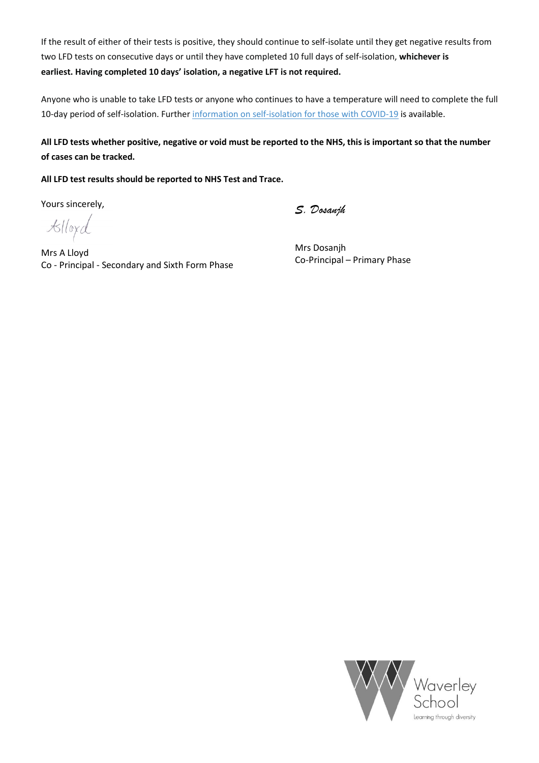If the result of either of their tests is positive, they should continue to self-isolate until they get negative results from two LFD tests on consecutive days or until they have completed 10 full days of self-isolation, **whichever is earliest. Having completed 10 days' isolation, a negative LFT is not required.**

Anyone who is unable to take LFD tests or anyone who continues to have a temperature will need to complete the full 10-day period of self-isolation. Further information on self-isolation for those with COVID-19 is available.

**All LFD tests whether positive, negative or void must be reported to the NHS, this is important so that the number of cases can be tracked.**

**All LFD test results should be reported to NHS Test and Trace.**

Yours sincerely,

AlLloyd

Mrs A Lloyd
Co - Principal - Secondary and Sixth Form Phase

*S. Dosanjh*

Mrs Dosanjh
Co-Principal – Primary Phase

Waverley School
Learning through diversity